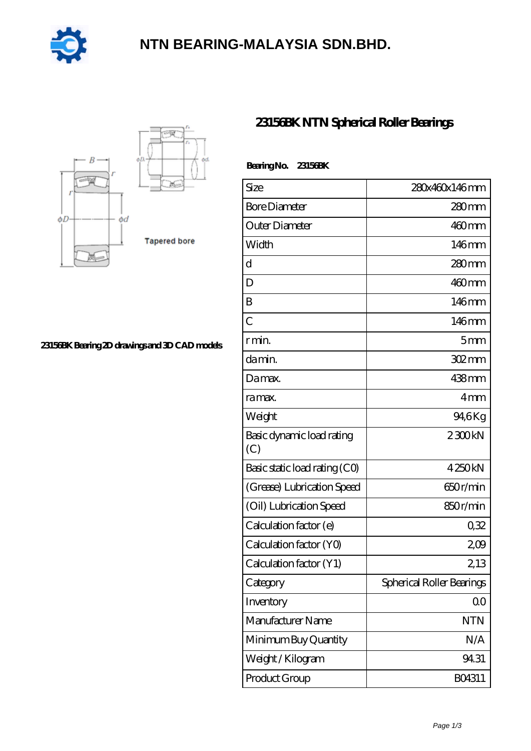# NTN BEARING-MALAYSIA SDN.BHD.

## 23156BK NTN Spherical Roller Bearings

Tapered bore

23156BK Bearing 2D drawings and 3D CAD models

**Bearing No. 23156BK**

| Size | 280x460x146 mm |
|---|---|
| Bore Diameter | 280 mm |
| Outer Diameter | 460 mm |
| Width | 146 mm |
| d | 280 mm |
| D | 460 mm |
| B | 146 mm |
| C | 146 mm |
| r min. | 5 mm |
| da min. | 302 mm |
| Da max. | 438 mm |
| ra max. | 4 mm |
| Weight | 94,6 Kg |
| Basic dynamic load rating (C) | 2 300 kN |
| Basic static load rating (C0) | 4 250 kN |
| (Grease) Lubrication Speed | 650 r/min |
| (Oil) Lubrication Speed | 850 r/min |
| Calculation factor (e) | 0,32 |
| Calculation factor (Y0) | 2,09 |
| Calculation factor (Y1) | 2,13 |
| Category | Spherical Roller Bearings |
| Inventory | 0.0 |
| Manufacturer Name | NTN |
| Minimum Buy Quantity | N/A |
| Weight / Kilogram | 94.31 |
| Product Group | B04311 |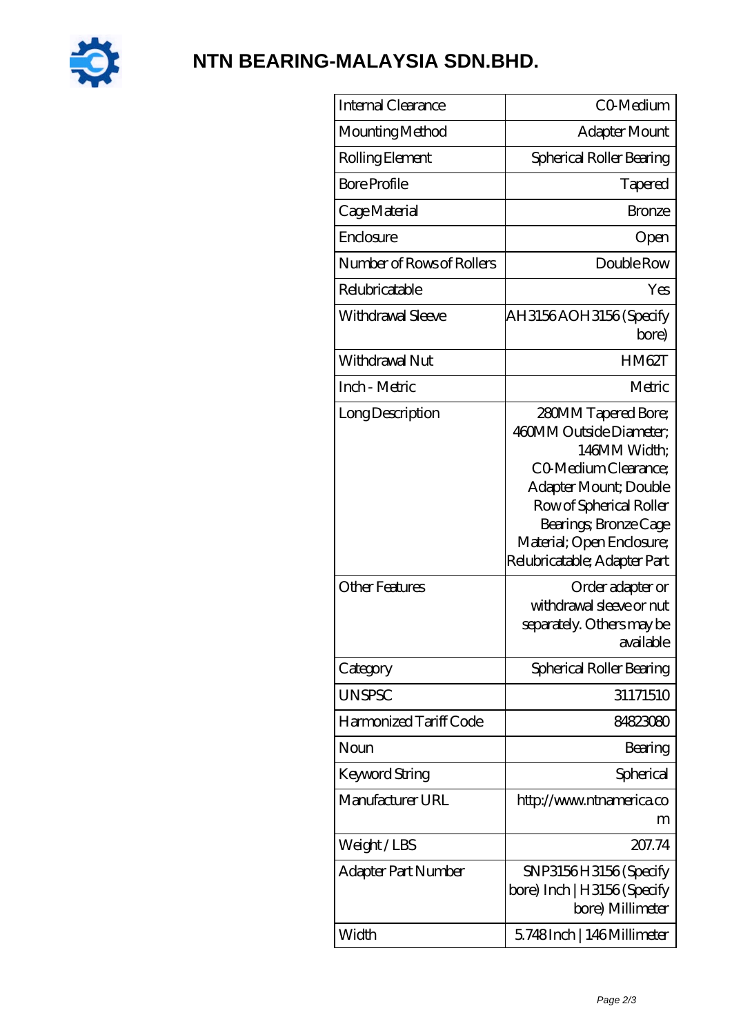# NTN BEARING-MALAYSIA SDN.BHD.

| Internal Clearance | C0-Medium |
|---|---|
| Mounting Method | Adapter Mount |
| Rolling Element | Spherical Roller Bearing |
| Bore Profile | Tapered |
| Cage Material | Bronze |
| Enclosure | Open |
| Number of Rows of Rollers | Double Row |
| Relubricatable | Yes |
| Withdrawal Sleeve | AH3156 AOH3156 (Specify bore) |
| Withdrawal Nut | HM62T |
| Inch - Metric | Metric |
| Long Description | 280MM Tapered Bore; 460MM Outside Diameter; 146MM Width; C0-Medium Clearance; Adapter Mount; Double Row of Spherical Roller Bearings; Bronze Cage Material; Open Enclosure; Relubricatable; Adapter Part |
| Other Features | Order adapter or withdrawal sleeve or nut separately. Others may be available |
| Category | Spherical Roller Bearing |
| UNSPSC | 31171510 |
| Harmonized Tariff Code | 84823080 |
| Noun | Bearing |
| Keyword String | Spherical |
| Manufacturer URL | http://www.ntnamerica.com |
| Weight / LBS | 207.74 |
| Adapter Part Number | SNP3156 H3156 (Specify bore) Inch \| H3156 (Specify bore) Millimeter |
| Width | 5.748 Inch \| 146 Millimeter |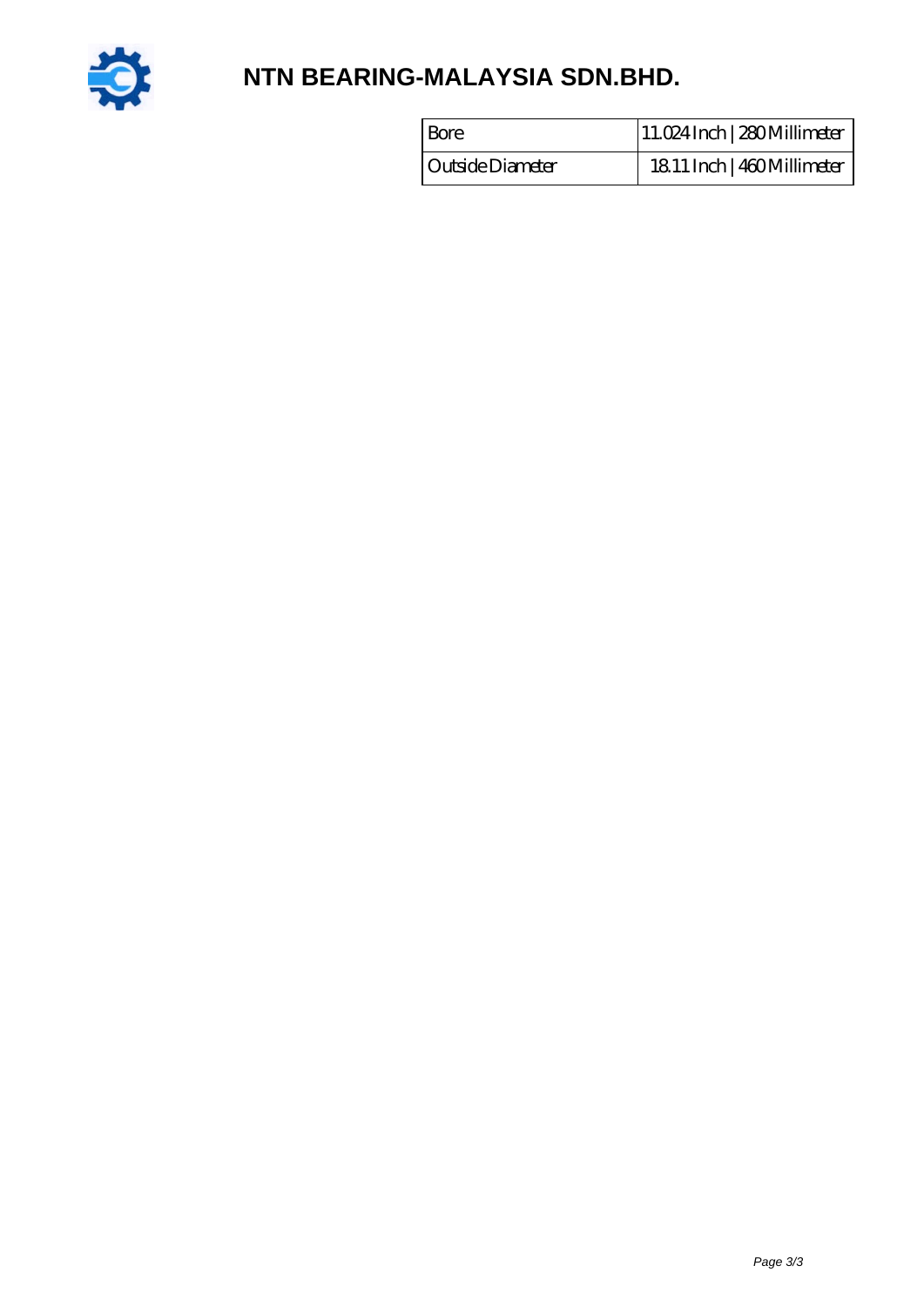# NTN BEARING-MALAYSIA SDN.BHD.

| | |
|---|---|
| Bore | 11.024 Inch \| 280 Millimeter |
| Outside Diameter | 18.11 Inch \| 460 Millimeter |